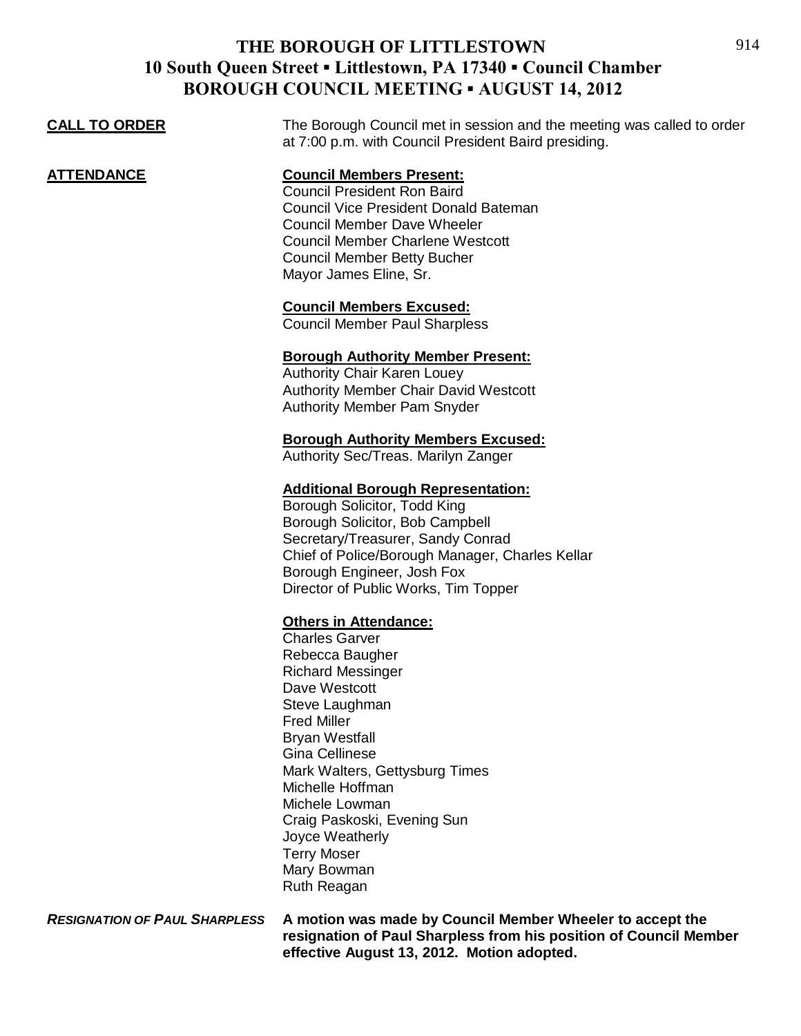# THE BOROUGH OF LITTLESTOWN
## 10 South Queen Street ▪ Littlestown, PA 17340 ▪ Council Chamber
## BOROUGH COUNCIL MEETING ▪ AUGUST 14, 2012

**CALL TO ORDER**

The Borough Council met in session and the meeting was called to order at 7:00 p.m. with Council President Baird presiding.

**ATTENDANCE**

**Council Members Present:**
Council President Ron Baird
Council Vice President Donald Bateman
Council Member Dave Wheeler
Council Member Charlene Westcott
Council Member Betty Bucher
Mayor James Eline, Sr.

**Council Members Excused:**
Council Member Paul Sharpless

**Borough Authority Member Present:**
Authority Chair Karen Louey
Authority Member Chair David Westcott
Authority Member Pam Snyder

**Borough Authority Members Excused:**
Authority Sec/Treas. Marilyn Zanger

**Additional Borough Representation:**
Borough Solicitor, Todd King
Borough Solicitor, Bob Campbell
Secretary/Treasurer, Sandy Conrad
Chief of Police/Borough Manager, Charles Kellar
Borough Engineer, Josh Fox
Director of Public Works, Tim Topper

**Others in Attendance:**
Charles Garver
Rebecca Baugher
Richard Messinger
Dave Westcott
Steve Laughman
Fred Miller
Bryan Westfall
Gina Cellinese
Mark Walters, Gettysburg Times
Michelle Hoffman
Michele Lowman
Craig Paskoski, Evening Sun
Joyce Weatherly
Terry Moser
Mary Bowman
Ruth Reagan

***RESIGNATION OF PAUL SHARPLESS***

**A motion was made by Council Member Wheeler to accept the resignation of Paul Sharpless from his position of Council Member effective August 13, 2012. Motion adopted.**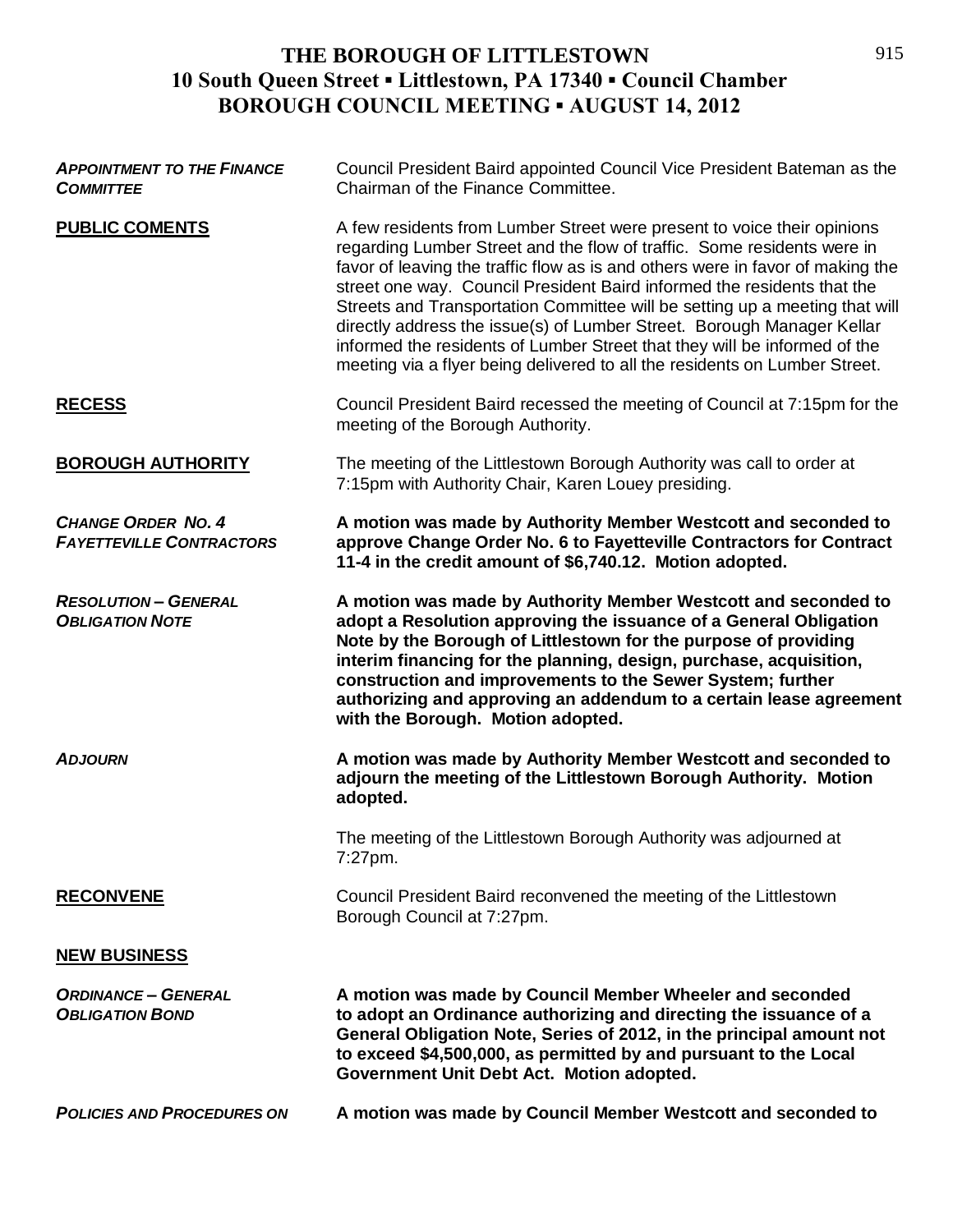# THE BOROUGH OF LITTLESTOWN
## 10 South Queen Street ▪ Littlestown, PA 17340 ▪ Council Chamber
## BOROUGH COUNCIL MEETING ▪ AUGUST 14, 2012

***APPOINTMENT TO THE FINANCE COMMITTEE***

Council President Baird appointed Council Vice President Bateman as the Chairman of the Finance Committee.

**PUBLIC COMENTS**

A few residents from Lumber Street were present to voice their opinions regarding Lumber Street and the flow of traffic. Some residents were in favor of leaving the traffic flow as is and others were in favor of making the street one way. Council President Baird informed the residents that the Streets and Transportation Committee will be setting up a meeting that will directly address the issue(s) of Lumber Street. Borough Manager Kellar informed the residents of Lumber Street that they will be informed of the meeting via a flyer being delivered to all the residents on Lumber Street.

**RECESS**

Council President Baird recessed the meeting of Council at 7:15pm for the meeting of the Borough Authority.

**BOROUGH AUTHORITY**

The meeting of the Littlestown Borough Authority was call to order at 7:15pm with Authority Chair, Karen Louey presiding.

***CHANGE ORDER NO. 4 FAYETTEVILLE CONTRACTORS***

**A motion was made by Authority Member Westcott and seconded to approve Change Order No. 6 to Fayetteville Contractors for Contract 11-4 in the credit amount of $6,740.12. Motion adopted.**

***RESOLUTION – GENERAL OBLIGATION NOTE***

**A motion was made by Authority Member Westcott and seconded to adopt a Resolution approving the issuance of a General Obligation Note by the Borough of Littlestown for the purpose of providing interim financing for the planning, design, purchase, acquisition, construction and improvements to the Sewer System; further authorizing and approving an addendum to a certain lease agreement with the Borough. Motion adopted.**

***ADJOURN***

**A motion was made by Authority Member Westcott and seconded to adjourn the meeting of the Littlestown Borough Authority. Motion adopted.**

The meeting of the Littlestown Borough Authority was adjourned at 7:27pm.

**RECONVENE**

Council President Baird reconvened the meeting of the Littlestown Borough Council at 7:27pm.

**NEW BUSINESS**

***ORDINANCE – GENERAL OBLIGATION BOND***

**A motion was made by Council Member Wheeler and seconded to adopt an Ordinance authorizing and directing the issuance of a General Obligation Note, Series of 2012, in the principal amount not to exceed $4,500,000, as permitted by and pursuant to the Local Government Unit Debt Act. Motion adopted.**

***POLICIES AND PROCEDURES ON***

**A motion was made by Council Member Westcott and seconded to**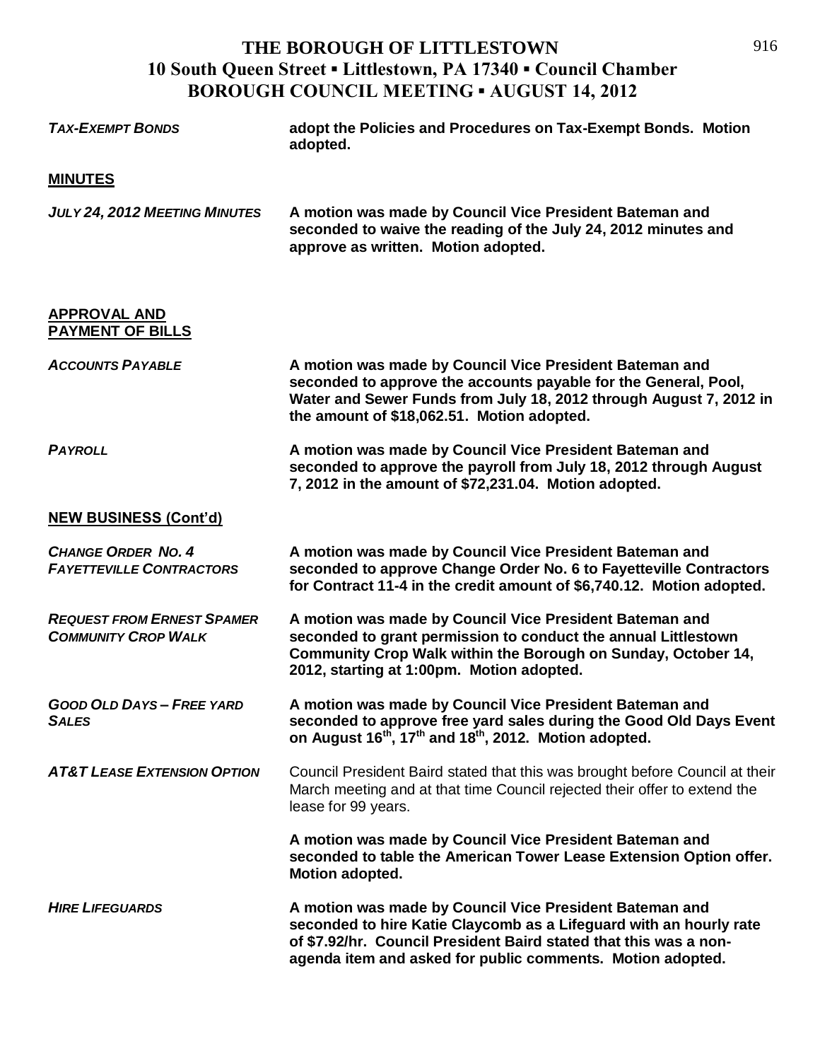# THE BOROUGH OF LITTLESTOWN
## 10 South Queen Street ▪ Littlestown, PA 17340 ▪ Council Chamber
## BOROUGH COUNCIL MEETING ▪ AUGUST 14, 2012

***TAX-EXEMPT BONDS*** **adopt the Policies and Procedures on Tax-Exempt Bonds. Motion adopted.**

**MINUTES**

***JULY 24, 2012 MEETING MINUTES*** **A motion was made by Council Vice President Bateman and seconded to waive the reading of the July 24, 2012 minutes and approve as written. Motion adopted.**

**APPROVAL AND PAYMENT OF BILLS**

***ACCOUNTS PAYABLE*** **A motion was made by Council Vice President Bateman and seconded to approve the accounts payable for the General, Pool, Water and Sewer Funds from July 18, 2012 through August 7, 2012 in the amount of $18,062.51. Motion adopted.**

***PAYROLL*** **A motion was made by Council Vice President Bateman and seconded to approve the payroll from July 18, 2012 through August 7, 2012 in the amount of $72,231.04. Motion adopted.**

**NEW BUSINESS (Cont'd)**

***CHANGE ORDER NO. 4 FAYETTEVILLE CONTRACTORS*** **A motion was made by Council Vice President Bateman and seconded to approve Change Order No. 6 to Fayetteville Contractors for Contract 11-4 in the credit amount of $6,740.12. Motion adopted.**

***REQUEST FROM ERNEST SPAMER COMMUNITY CROP WALK*** **A motion was made by Council Vice President Bateman and seconded to grant permission to conduct the annual Littlestown Community Crop Walk within the Borough on Sunday, October 14, 2012, starting at 1:00pm. Motion adopted.**

***GOOD OLD DAYS – FREE YARD SALES*** **A motion was made by Council Vice President Bateman and seconded to approve free yard sales during the Good Old Days Event on August 16th, 17th and 18th, 2012. Motion adopted.**

***AT&T LEASE EXTENSION OPTION*** Council President Baird stated that this was brought before Council at their March meeting and at that time Council rejected their offer to extend the lease for 99 years.

**A motion was made by Council Vice President Bateman and seconded to table the American Tower Lease Extension Option offer. Motion adopted.**

***HIRE LIFEGUARDS*** **A motion was made by Council Vice President Bateman and seconded to hire Katie Claycomb as a Lifeguard with an hourly rate of $7.92/hr. Council President Baird stated that this was a non-agenda item and asked for public comments. Motion adopted.**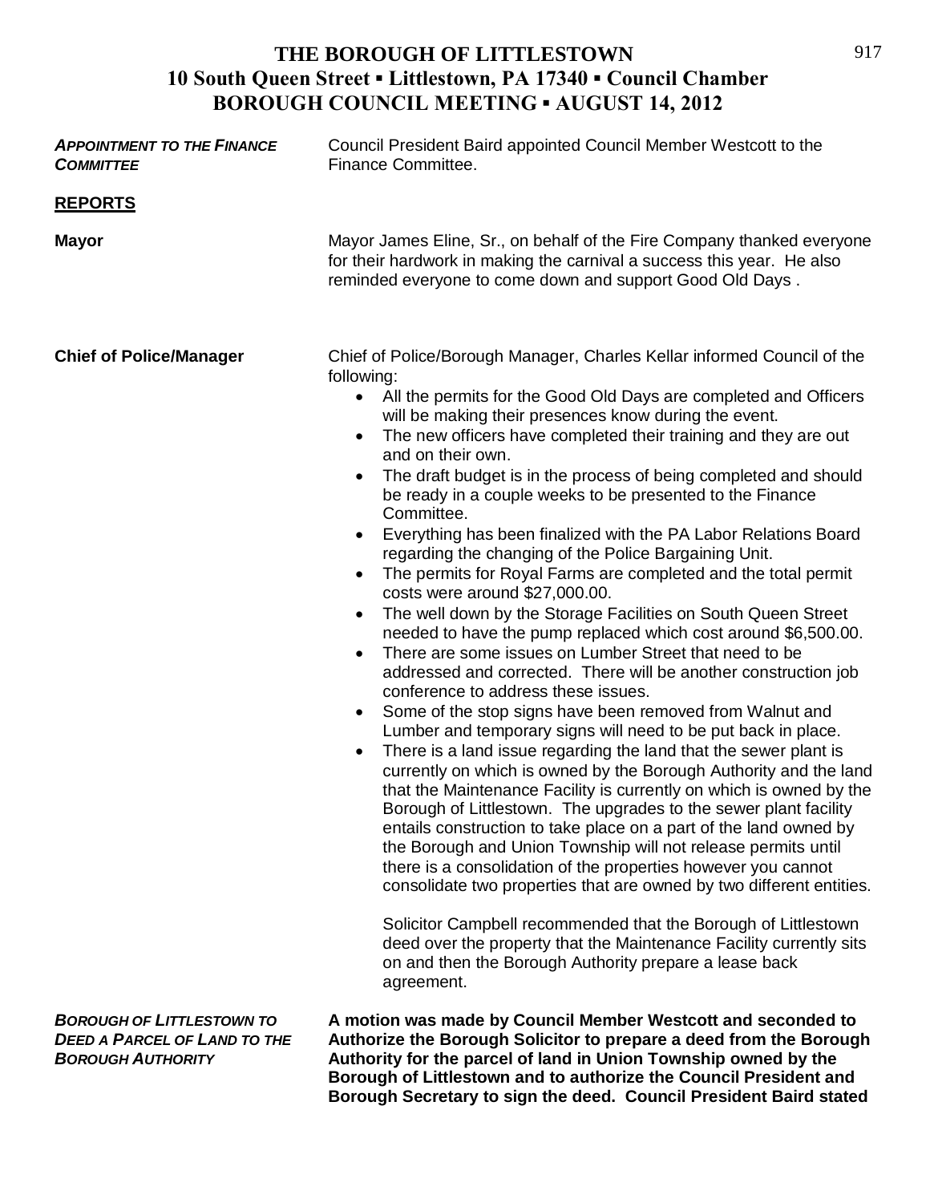# THE BOROUGH OF LITTLESTOWN
## 10 South Queen Street ▪ Littlestown, PA 17340 ▪ Council Chamber
## BOROUGH COUNCIL MEETING ▪ AUGUST 14, 2012

***APPOINTMENT TO THE FINANCE COMMITTEE***

Council President Baird appointed Council Member Westcott to the Finance Committee.

**REPORTS**

**Mayor**

Mayor James Eline, Sr., on behalf of the Fire Company thanked everyone for their hardwork in making the carnival a success this year. He also reminded everyone to come down and support Good Old Days .

**Chief of Police/Manager**

Chief of Police/Borough Manager, Charles Kellar informed Council of the following:

- All the permits for the Good Old Days are completed and Officers will be making their presences know during the event.
- The new officers have completed their training and they are out and on their own.
- The draft budget is in the process of being completed and should be ready in a couple weeks to be presented to the Finance Committee.
- Everything has been finalized with the PA Labor Relations Board regarding the changing of the Police Bargaining Unit.
- The permits for Royal Farms are completed and the total permit costs were around $27,000.00.
- The well down by the Storage Facilities on South Queen Street needed to have the pump replaced which cost around $6,500.00.
- There are some issues on Lumber Street that need to be addressed and corrected. There will be another construction job conference to address these issues.
- Some of the stop signs have been removed from Walnut and Lumber and temporary signs will need to be put back in place.
- There is a land issue regarding the land that the sewer plant is currently on which is owned by the Borough Authority and the land that the Maintenance Facility is currently on which is owned by the Borough of Littlestown. The upgrades to the sewer plant facility entails construction to take place on a part of the land owned by the Borough and Union Township will not release permits until there is a consolidation of the properties however you cannot consolidate two properties that are owned by two different entities.

  Solicitor Campbell recommended that the Borough of Littlestown deed over the property that the Maintenance Facility currently sits on and then the Borough Authority prepare a lease back agreement.

***BOROUGH OF LITTLESTOWN TO DEED A PARCEL OF LAND TO THE BOROUGH AUTHORITY***

**A motion was made by Council Member Westcott and seconded to Authorize the Borough Solicitor to prepare a deed from the Borough Authority for the parcel of land in Union Township owned by the Borough of Littlestown and to authorize the Council President and Borough Secretary to sign the deed. Council President Baird stated**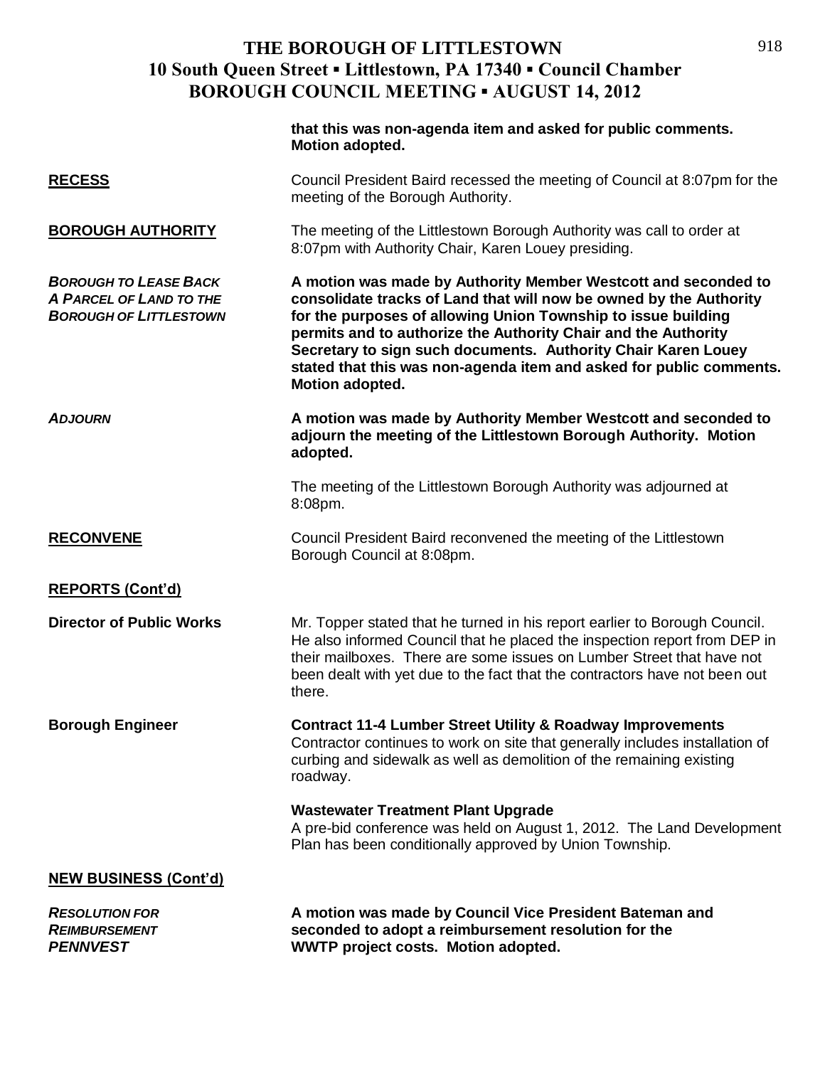**that this was non-agenda item and asked for public comments. Motion adopted.**

**RECESS**

Council President Baird recessed the meeting of Council at 8:07pm for the meeting of the Borough Authority.

**BOROUGH AUTHORITY**

The meeting of the Littlestown Borough Authority was call to order at 8:07pm with Authority Chair, Karen Louey presiding.

***BOROUGH TO LEASE BACK A PARCEL OF LAND TO THE BOROUGH OF LITTLESTOWN***

**A motion was made by Authority Member Westcott and seconded to consolidate tracks of Land that will now be owned by the Authority for the purposes of allowing Union Township to issue building permits and to authorize the Authority Chair and the Authority Secretary to sign such documents. Authority Chair Karen Louey stated that this was non-agenda item and asked for public comments. Motion adopted.**

***ADJOURN***

**A motion was made by Authority Member Westcott and seconded to adjourn the meeting of the Littlestown Borough Authority. Motion adopted.**

The meeting of the Littlestown Borough Authority was adjourned at 8:08pm.

**RECONVENE**

Council President Baird reconvened the meeting of the Littlestown Borough Council at 8:08pm.

**REPORTS (Cont'd)**

**Director of Public Works**

Mr. Topper stated that he turned in his report earlier to Borough Council. He also informed Council that he placed the inspection report from DEP in their mailboxes. There are some issues on Lumber Street that have not been dealt with yet due to the fact that the contractors have not been out there.

**Borough Engineer**

**Contract 11-4 Lumber Street Utility & Roadway Improvements**
Contractor continues to work on site that generally includes installation of curbing and sidewalk as well as demolition of the remaining existing roadway.

**Wastewater Treatment Plant Upgrade**
A pre-bid conference was held on August 1, 2012. The Land Development Plan has been conditionally approved by Union Township.

**NEW BUSINESS (Cont'd)**

***RESOLUTION FOR REIMBURSEMENT PENNVEST***

**A motion was made by Council Vice President Bateman and seconded to adopt a reimbursement resolution for the WWTP project costs. Motion adopted.**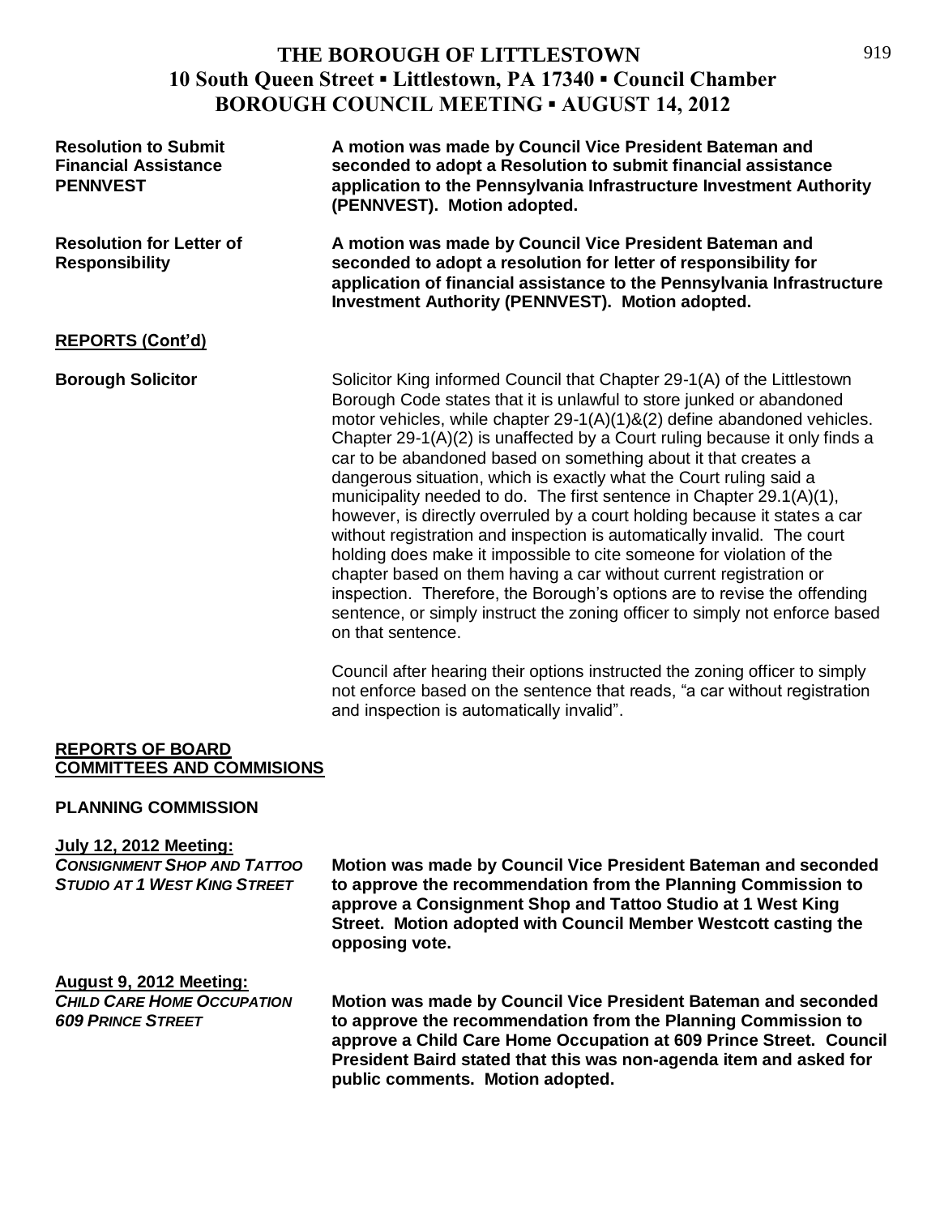# THE BOROUGH OF LITTLESTOWN
## 10 South Queen Street ▪ Littlestown, PA 17340 ▪ Council Chamber
## BOROUGH COUNCIL MEETING ▪ AUGUST 14, 2012

**Resolution to Submit Financial Assistance PENNVEST**

**A motion was made by Council Vice President Bateman and seconded to adopt a Resolution to submit financial assistance application to the Pennsylvania Infrastructure Investment Authority (PENNVEST). Motion adopted.**

**Resolution for Letter of Responsibility**

**A motion was made by Council Vice President Bateman and seconded to adopt a resolution for letter of responsibility for application of financial assistance to the Pennsylvania Infrastructure Investment Authority (PENNVEST). Motion adopted.**

**REPORTS (Cont'd)**

**Borough Solicitor**

Solicitor King informed Council that Chapter 29-1(A) of the Littlestown Borough Code states that it is unlawful to store junked or abandoned motor vehicles, while chapter 29-1(A)(1)&(2) define abandoned vehicles. Chapter 29-1(A)(2) is unaffected by a Court ruling because it only finds a car to be abandoned based on something about it that creates a dangerous situation, which is exactly what the Court ruling said a municipality needed to do. The first sentence in Chapter 29.1(A)(1), however, is directly overruled by a court holding because it states a car without registration and inspection is automatically invalid. The court holding does make it impossible to cite someone for violation of the chapter based on them having a car without current registration or inspection. Therefore, the Borough's options are to revise the offending sentence, or simply instruct the zoning officer to simply not enforce based on that sentence.

Council after hearing their options instructed the zoning officer to simply not enforce based on the sentence that reads, "a car without registration and inspection is automatically invalid".

**REPORTS OF BOARD COMMITTEES AND COMMISIONS**

**PLANNING COMMISSION**

**July 12, 2012 Meeting:**

***CONSIGNMENT SHOP AND TATTOO STUDIO AT 1 WEST KING STREET***

**Motion was made by Council Vice President Bateman and seconded to approve the recommendation from the Planning Commission to approve a Consignment Shop and Tattoo Studio at 1 West King Street. Motion adopted with Council Member Westcott casting the opposing vote.**

**August 9, 2012 Meeting:**

***CHILD CARE HOME OCCUPATION 609 PRINCE STREET***

**Motion was made by Council Vice President Bateman and seconded to approve the recommendation from the Planning Commission to approve a Child Care Home Occupation at 609 Prince Street. Council President Baird stated that this was non-agenda item and asked for public comments. Motion adopted.**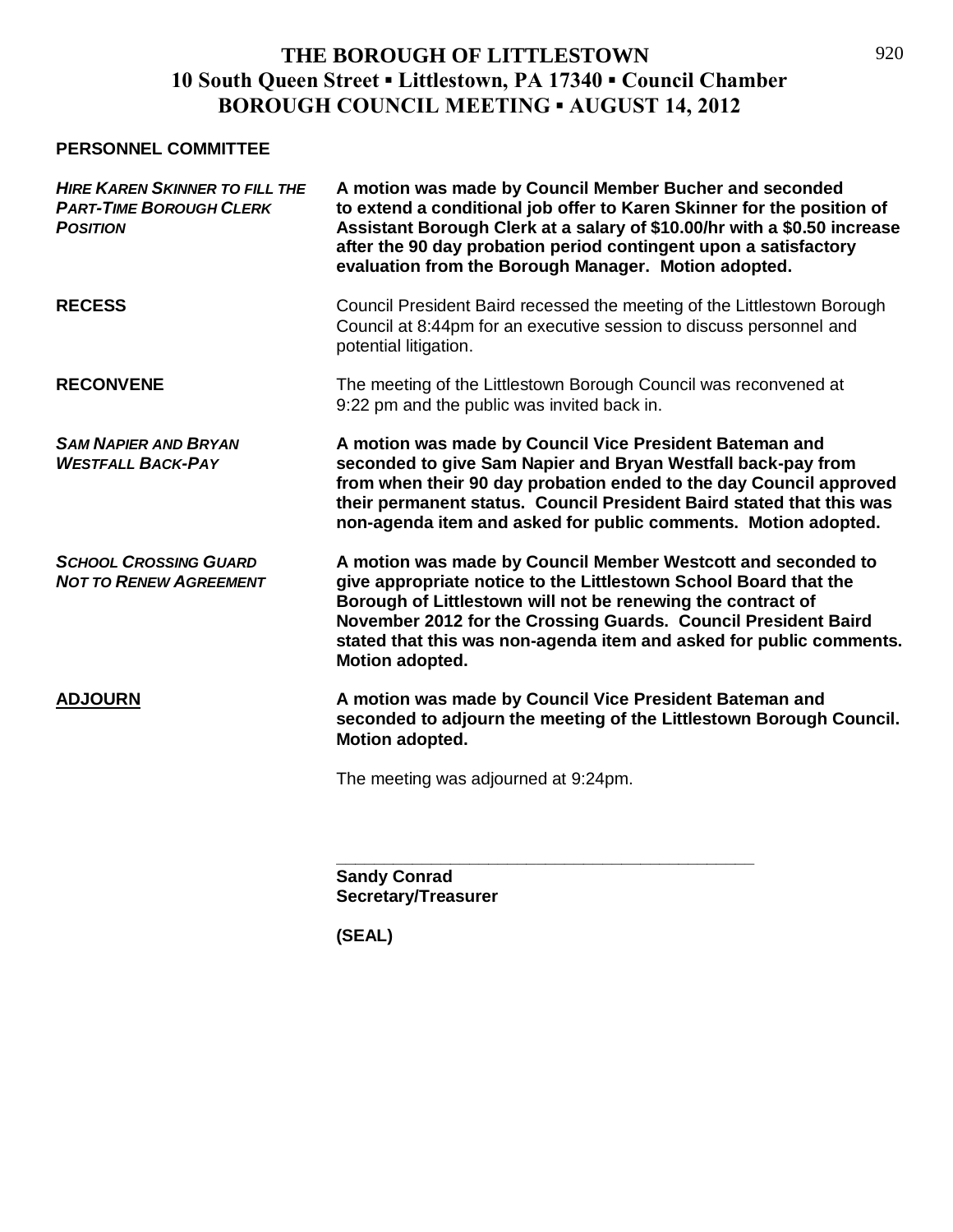# THE BOROUGH OF LITTLESTOWN
## 10 South Queen Street ▪ Littlestown, PA 17340 ▪ Council Chamber
## BOROUGH COUNCIL MEETING ▪ AUGUST 14, 2012

**PERSONNEL COMMITTEE**

***HIRE KAREN SKINNER TO FILL THE PART-TIME BOROUGH CLERK POSITION***

**A motion was made by Council Member Bucher and seconded to extend a conditional job offer to Karen Skinner for the position of Assistant Borough Clerk at a salary of $10.00/hr with a $0.50 increase after the 90 day probation period contingent upon a satisfactory evaluation from the Borough Manager. Motion adopted.**

**RECESS**

Council President Baird recessed the meeting of the Littlestown Borough Council at 8:44pm for an executive session to discuss personnel and potential litigation.

**RECONVENE**

The meeting of the Littlestown Borough Council was reconvened at 9:22 pm and the public was invited back in.

***SAM NAPIER AND BRYAN WESTFALL BACK-PAY***

**A motion was made by Council Vice President Bateman and seconded to give Sam Napier and Bryan Westfall back-pay from from when their 90 day probation ended to the day Council approved their permanent status. Council President Baird stated that this was non-agenda item and asked for public comments. Motion adopted.**

***SCHOOL CROSSING GUARD NOT TO RENEW AGREEMENT***

**A motion was made by Council Member Westcott and seconded to give appropriate notice to the Littlestown School Board that the Borough of Littlestown will not be renewing the contract of November 2012 for the Crossing Guards. Council President Baird stated that this was non-agenda item and asked for public comments. Motion adopted.**

**ADJOURN**

**A motion was made by Council Vice President Bateman and seconded to adjourn the meeting of the Littlestown Borough Council. Motion adopted.**

The meeting was adjourned at 9:24pm.

\_\_\_\_\_\_\_\_\_\_\_\_\_\_\_\_\_\_\_\_\_\_\_\_\_\_\_\_\_\_\_\_\_\_\_\_\_\_\_\_\_\_\_\_

**Sandy Conrad**
**Secretary/Treasurer**

**(SEAL)**